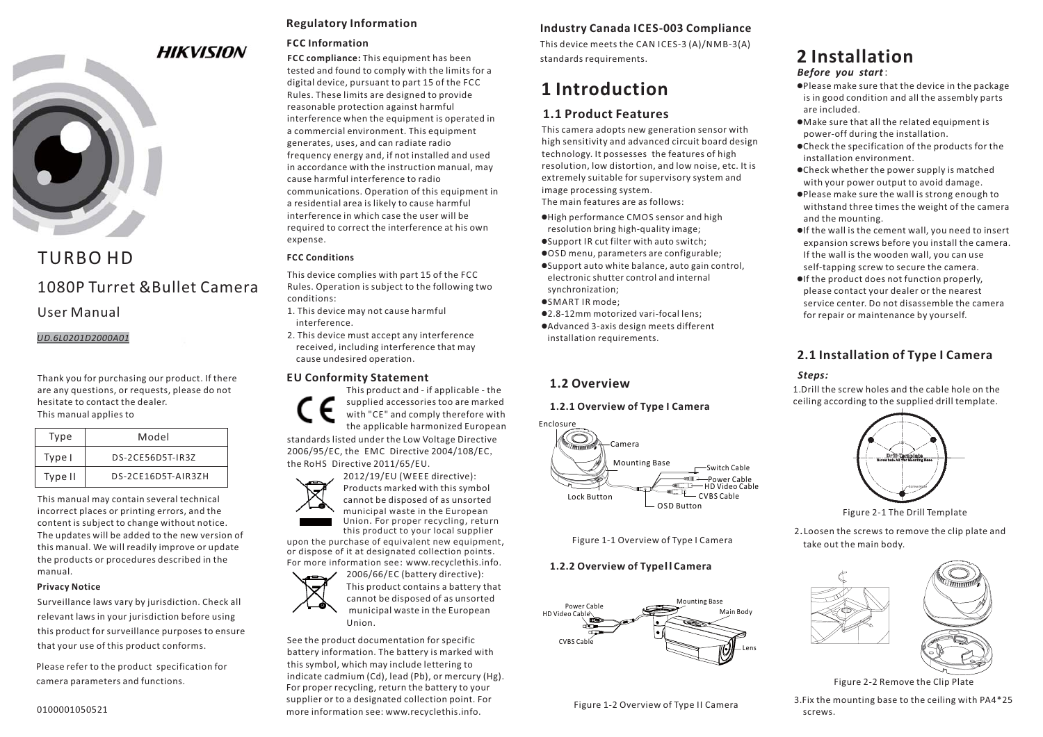HIKVISION

# TURBO HD

## 1080P Turret &Bullet Camera

User Manual

*U.D.6L0201D2000A01*

Thank you for purchasing our product. If there are any questions, or requests, please do not hesitate to contact the dealer.
This manual applies to

| Type | Model |
| --- | --- |
| Type I | DS-2CE56D5T-IR3Z |
| Type II | DS-2CE16D5T-AIR3ZH |

This manual may contain several technical incorrect places or printing errors, and the content is subject to change without notice. The updates will be added to the new version of this manual. We will readily improve or update the products or procedures described in the manual.

**Privacy Notice**

Surveillance laws vary by jurisdiction. Check all relevant laws in your jurisdiction before using this product for surveillance purposes to ensure that your use of this product conforms.

Please refer to the product specification for camera parameters and functions.

0100001050521

## Regulatory Information

### FCC Information

**FCC compliance:** This equipment has been tested and found to comply with the limits for a digital device, pursuant to part 15 of the FCC Rules. These limits are designed to provide reasonable protection against harmful interference when the equipment is operated in a commercial environment. This equipment generates, uses, and can radiate radio frequency energy and, if not installed and used in accordance with the instruction manual, may cause harmful interference to radio communications. Operation of this equipment in a residential area is likely to cause harmful interference in which case the user will be required to correct the interference at his own expense.

**FCC Conditions**

This device complies with part 15 of the FCC Rules. Operation is subject to the following two conditions:

1. This device may not cause harmful interference.
2. This device must accept any interference received, including interference that may cause undesired operation.

### EU Conformity Statement

This product and - if applicable - the supplied accessories too are marked with "CE" and comply therefore with the applicable harmonized European standards listed under the Low Voltage Directive 2006/95/EC, the EMC Directive 2004/108/EC, the RoHS Directive 2011/65/EU.

2012/19/EU (WEEE directive): Products marked with this symbol cannot be disposed of as unsorted municipal waste in the European Union. For proper recycling, return this product to your local supplier upon the purchase of equivalent new equipment, or dispose of it at designated collection points. For more information see: www.recyclethis.info.

2006/66/EC (battery directive): This product contains a battery that cannot be disposed of as unsorted municipal waste in the European Union.

See the product documentation for specific battery information. The battery is marked with this symbol, which may include lettering to indicate cadmium (Cd), lead (Pb), or mercury (Hg). For proper recycling, return the battery to your supplier or to a designated collection point. For more information see: www.recyclethis.info.

### Industry Canada ICES-003 Compliance

This device meets the CAN ICES-3 (A)/NMB-3(A) standards requirements.

# 1 Introduction

## 1.1 Product Features

This camera adopts new generation sensor with high sensitivity and advanced circuit board design technology. It possesses the features of high resolution, low distortion, and low noise, etc. It is extremely suitable for supervisory system and image processing system.
The main features are as follows:

- High performance CMOS sensor and high resolution bring high-quality image;
- Support IR cut filter with auto switch;
- OSD menu, parameters are configurable;
- Support auto white balance, auto gain control, electronic shutter control and internal synchronization;
- SMART IR mode;
- 2.8-12mm motorized vari-focal lens;
- Advanced 3-axis design meets different installation requirements.

## 1.2 Overview

### 1.2.1 Overview of Type I Camera

Enclosure, Camera, Mounting Base, Switch Cable, Power Cable, HD Video Cable, CVBS Cable, Lock Button, OSD Button

Figure 1-1 Overview of Type I Camera

### 1.2.2 Overview of Type II Camera

Power Cable, HD Video Cable, CVBS Cable, Mounting Base, Main Body, Lens

Figure 1-2 Overview of Type II Camera

# 2 Installation

***Before you start*:**

- Please make sure that the device in the package is in good condition and all the assembly parts are included.
- Make sure that all the related equipment is power-off during the installation.
- Check the specification of the products for the installation environment.
- Check whether the power supply is matched with your power output to avoid damage.
- Please make sure the wall is strong enough to withstand three times the weight of the camera and the mounting.
- If the wall is the cement wall, you need to insert expansion screws before you install the camera. If the wall is the wooden wall, you can use self-tapping screw to secure the camera.
- If the product does not function properly, please contact your dealer or the nearest service center. Do not disassemble the camera for repair or maintenance by yourself.

## 2.1 Installation of Type I Camera

***Steps:***

1. Drill the screw holes and the cable hole on the ceiling according to the supplied drill template.

Figure 2-1 The Drill Template

2. Loosen the screws to remove the clip plate and take out the main body.

Figure 2-2 Remove the Clip Plate

3. Fix the mounting base to the ceiling with PA4*25 screws.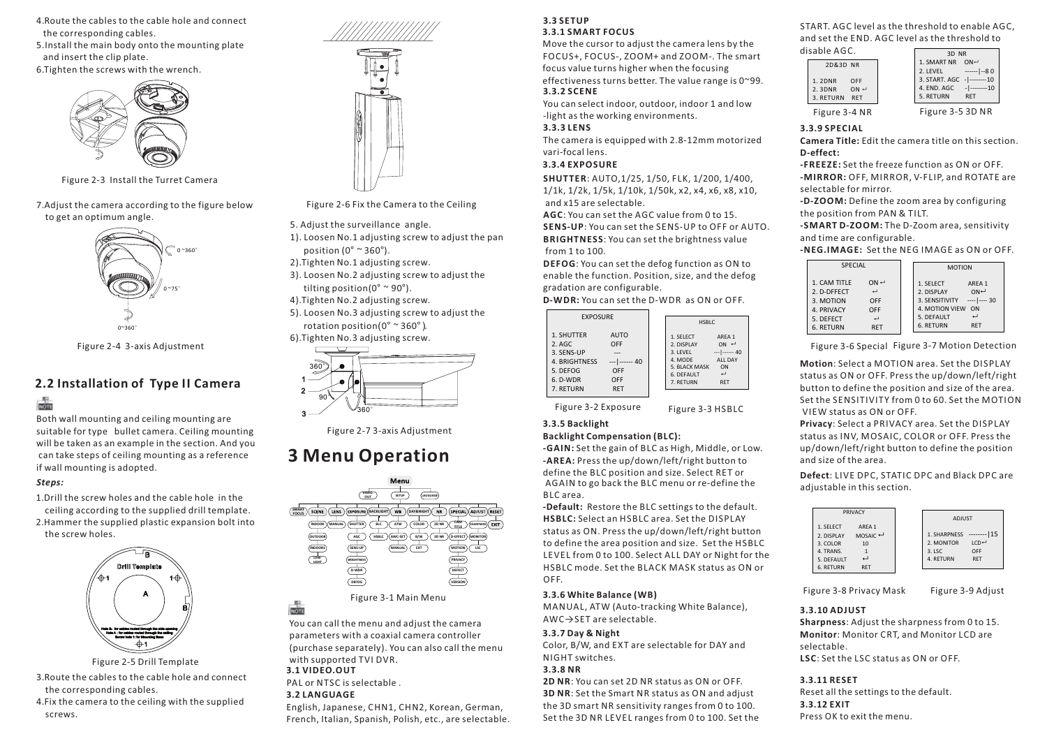4.Route the cables to the cable hole and connect the corresponding cables.

5.Install the main body onto the mounting plate and insert the clip plate.

6.Tighten the screws with the wrench.

Figure 2-3 Install the Turret Camera

7.Adjust the camera according to the figure below to get an optimum angle.

0~360°

0~75°

0~360°

Figure 2-4 3-axis Adjustment

## 2.2 Installation of Type II Camera

NOTE

Both wall mounting and ceiling mounting are suitable for type bullet camera. Ceiling mounting will be taken as an example in the section. And you can take steps of ceiling mounting as a reference if wall mounting is adopted.

*Steps:*

1.Drill the screw holes and the cable hole in the ceiling according to the supplied drill template.

2.Hammer the supplied plastic expansion bolt into the screw holes.

Drill Template

Figure 2-5 Drill Template

3.Route the cables to the cable hole and connect the corresponding cables.

4.Fix the camera to the ceiling with the supplied screws.

Figure 2-6 Fix the Camera to the Ceiling

5. Adjust the surveillance angle.

1). Loosen No.1 adjusting screw to adjust the pan position (0° ~ 360°).

2).Tighten No.1 adjusting screw.

3). Loosen No.2 adjusting screw to adjust the tilting position(0° ~ 90°).

4).Tighten No.2 adjusting screw.

5). Loosen No.3 adjusting screw to adjust the rotation position(0° ~ 360°).

6).Tighten No.3 adjusting screw.

Figure 2-7 3-axis Adjustment

# 3 Menu Operation

Menu

VIDEO OUT | SETUP | LANGUAGE

SMART FOCUS | SCENE | LENS | EXPOSURE | BACKLIGHT | WB | DAY&NIGHT | NR | SPECIAL | ADJUST | RESET | EXIT

INDOOR | MANUAL | SHUTTER | BLC | ATW | COLOR | 2D NR | CAM TITLE | SHARPNESS

OUTDOOR | AGC | HSBLC | AWC-SET | B/W | 3D NR | D-EFFECT | MONITOR

INDOOR1 | SENS-UP | MANUAL | EXT | MOTION | LSC

INDOOR LIGHT | BRIGHTNESS | PRIVACY

D-WDR | DEFECT

DEFOG | VERSION

Figure 3-1 Main Menu

NOTE

You can call the menu and adjust the camera parameters with a coaxial camera controller (purchase separately). You can also call the menu with supported TVI DVR.

### 3.1 VIDEO.OUT

PAL or NTSC is selectable .

### 3.2 LANGUAGE

English, Japanese, CHN1, CHN2, Korean, German, French, Italian, Spanish, Polish, etc., are selectable.

### 3.3 SETUP

### 3.3.1 SMART FOCUS

Move the cursor to adjust the camera lens by the FOCUS+, FOCUS-, ZOOM+ and ZOOM-. The smart focus value turns higher when the focusing effectiveness turns better. The value range is 0~99.

### 3.3.2 SCENE

You can select indoor, outdoor, indoor 1 and low -light as the working environments.

### 3.3.3 LENS

The camera is equipped with 2.8-12mm motorized vari-focal lens.

### 3.3.4 EXPOSURE

**SHUTTER**: AUTO,1/25, 1/50, FLK, 1/200, 1/400, 1/1k, 1/2k, 1/5k, 1/10k, 1/50k, x2, x4, x6, x8, x10, and x15 are selectable.

**AGC**: You can set the AGC value from 0 to 15.

**SENS-UP**: You can set the SENS-UP to OFF or AUTO.

**BRIGHTNESS**: You can set the brightness value from 1 to 100.

**DEFOG**: You can set the defog function as ON to enable the function. Position, size, and the defog gradation are configurable.

**D-WDR:** You can set the D-WDR as ON or OFF.

| EXPOSURE | |
|---|---|
| 1. SHUTTER | AUTO |
| 2. AGC | OFF |
| 3. SENS-UP | --- |
| 4. BRIGHTNESS | ---\|------ 40 |
| 5. DEFOG | OFF |
| 6. D-WDR | OFF |
| 7. RETURN | RET |

Figure 3-2 Exposure

| HSBLC | |
|---|---|
| 1. SELECT | AREA 1 |
| 2. DISPLAY | ON ↵ |
| 3. LEVEL | ---\|------ 40 |
| 4. MODE | ALL DAY |
| 5. BLACK MASK | ON |
| 6. DEFAULT | ↵ |
| 7. RETURN | RET |

Figure 3-3 HSBLC

### 3.3.5 Backlight

**Backlight Compensation (BLC):**

**-GAIN:** Set the gain of BLC as High, Middle, or Low.

**-AREA:** Press the up/down/left/right button to define the BLC position and size. Select RET or AGAIN to go back the BLC menu or re-define the BLC area.

**-Default:** Restore the BLC settings to the default.

**HSBLC:** Select an HSBLC area. Set the DISPLAY status as ON. Press the up/down/left/right button to define the area position and size. Set the HSBLC LEVEL from 0 to 100. Select ALL DAY or Night for the HSBLC mode. Set the BLACK MASK status as ON or OFF.

### 3.3.6 White Balance (WB)

MANUAL, ATW (Auto-tracking White Balance), AWC→SET are selectable.

### 3.3.7 Day & Night

Color, B/W, and EXT are selectable for DAY and NIGHT switches.

### 3.3.8 NR

**2D NR**: You can set 2D NR status as ON or OFF.

**3D NR**: Set the Smart NR status as ON and adjust the 3D smart NR sensitivity ranges from 0 to 100. Set the 3D NR LEVEL ranges from 0 to 100. Set the START. AGC level as the threshold to enable AGC, and set the END. AGC level as the threshold to disable AGC.

| 2D&3D NR | |
|---|---|
| 1. 2DNR | OFF |
| 2. 3DNR | ON ↵ |
| 3. RETURN | RET |

Figure 3-4 NR

| 3D NR | |
|---|---|
| 1. SMART NR | ON↵ |
| 2. LEVEL | ------\|--8 0 |
| 3. START. AGC | -\|--------10 |
| 4. END. AGC | -\|--------10 |
| 5. RETURN | RET |

Figure 3-5 3D NR

### 3.3.9 SPECIAL

**Camera Title:** Edit the camera title on this section.

**D-effect:**

**-FREEZE:** Set the freeze function as ON or OFF.

**-MIRROR:** OFF, MIRROR, V-FLIP, and ROTATE are selectable for mirror.

**-D-ZOOM:** Define the zoom area by configuring the position from PAN & TILT.

**-SMART D-ZOOM:** The D-Zoom area, sensitivity and time are configurable.

**-NEG.IMAGE:** Set the NEG IMAGE as ON or OFF.

| SPECIAL | |
|---|---|
| 1. CAM TITLE | ON ↵ |
| 2. D-DFFECT | ↵ |
| 3. MOTION | OFF |
| 4. PRIVACY | OFF |
| 5. DEFECT | ↵ |
| 6. RETURN | RET |

Figure 3-6 Special

| MOTION | |
|---|---|
| 1. SELECT | AREA 1 |
| 2. DISPLAY | ON↵ |
| 3. SENSITIVITY | ----\|---- 30 |
| 4. MOTION VIEW | ON |
| 5. DEFAULT | ↵ |
| 6. RETURN | RET |

Figure 3-7 Motion Detection

**Motion**: Select a MOTION area. Set the DISPLAY status as ON or OFF. Press the up/down/left/right button to define the position and size of the area. Set the SENSITIVITY from 0 to 60. Set the MOTION VIEW status as ON or OFF.

**Privacy**: Select a PRIVACY area. Set the DISPLAY status as INV, MOSAIC, COLOR or OFF. Press the up/down/left/right button to define the position and size of the area.

**Defect**: LIVE DPC, STATIC DPC and Black DPC are adjustable in this section.

| PRIVACY | |
|---|---|
| 1. SELECT | AREA 1 |
| 2. DISPLAY | MOSAIC ↵ |
| 3. COLOR | 10 |
| 4. TRANS. | 1 |
| 5. DEFAULT | ↵ |
| 6. RETURN | RET |

Figure 3-8 Privacy Mask

| ADJUST | |
|---|---|
| 1. SHARPNESS | ---------\|15 |
| 2. MONITOR | LCD↵ |
| 3. LSC | OFF |
| 4. RETURN | RET |

Figure 3-9 Adjust

### 3.3.10 ADJUST

**Sharpness**: Adjust the sharpness from 0 to 15.

**Monitor**: Monitor CRT, and Monitor LCD are selectable.

**LSC**: Set the LSC status as ON or OFF.

### 3.3.11 RESET

Reset all the settings to the default.

### 3.3.12 EXIT

Press OK to exit the menu.